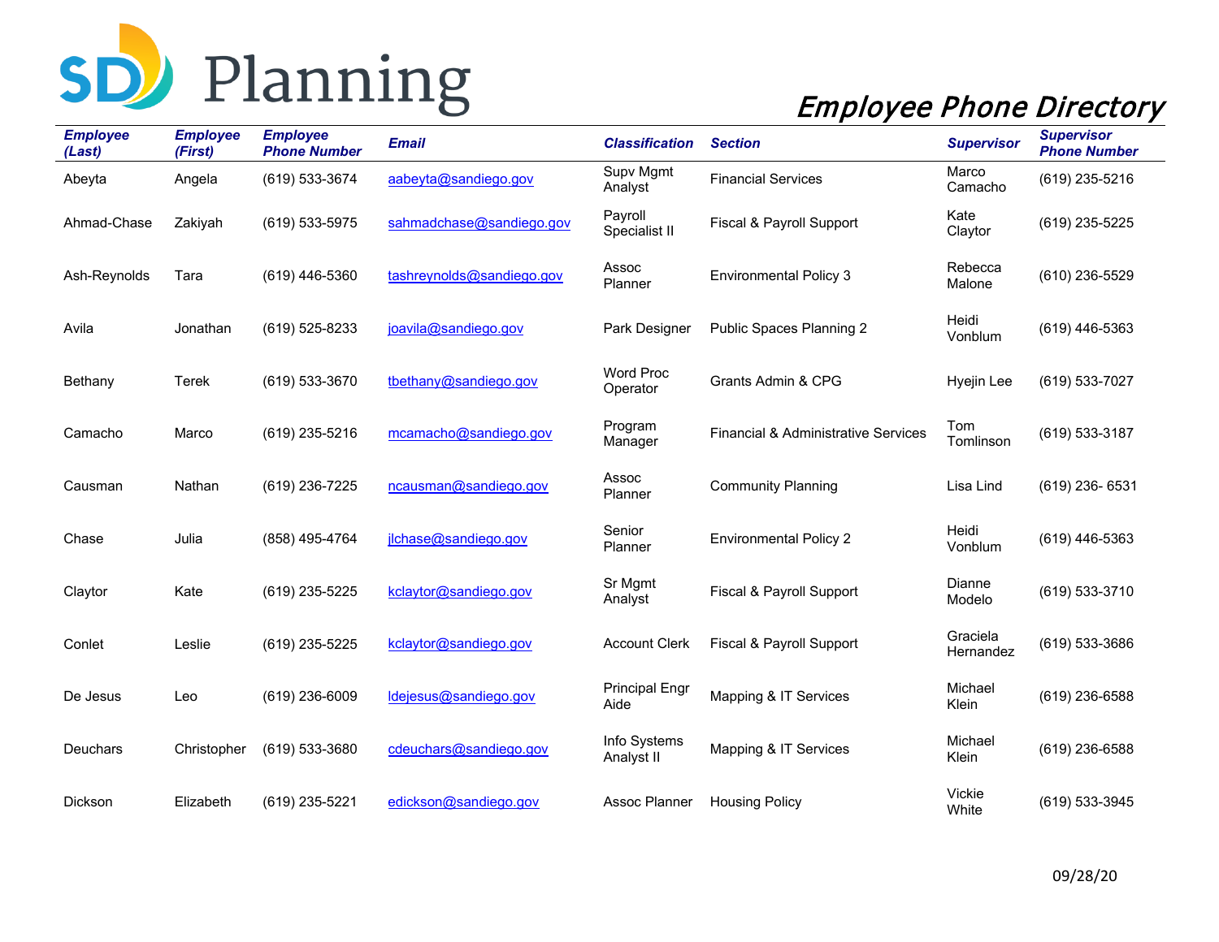# SD Planning

## Employee Phone Directory

| Employee (Last) | Employee (First) | Employee Phone Number | Email | Classification | Section | Supervisor | Supervisor Phone Number |
|---|---|---|---|---|---|---|---|
| Abeyta | Angela | (619) 533-3674 | aabeyta@sandiego.gov | Supv Mgmt Analyst | Financial Services | Marco Camacho | (619) 235-5216 |
| Ahmad-Chase | Zakiyah | (619) 533-5975 | sahmadchase@sandiego.gov | Payroll Specialist II | Fiscal & Payroll Support | Kate Claytor | (619) 235-5225 |
| Ash-Reynolds | Tara | (619) 446-5360 | tashreynolds@sandiego.gov | Assoc Planner | Environmental Policy 3 | Rebecca Malone | (610) 236-5529 |
| Avila | Jonathan | (619) 525-8233 | joavila@sandiego.gov | Park Designer | Public Spaces Planning 2 | Heidi Vonblum | (619) 446-5363 |
| Bethany | Terek | (619) 533-3670 | tbethany@sandiego.gov | Word Proc Operator | Grants Admin & CPG | Hyejin Lee | (619) 533-7027 |
| Camacho | Marco | (619) 235-5216 | mcamacho@sandiego.gov | Program Manager | Financial & Administrative Services | Tom Tomlinson | (619) 533-3187 |
| Causman | Nathan | (619) 236-7225 | ncausman@sandiego.gov | Assoc Planner | Community Planning | Lisa Lind | (619) 236- 6531 |
| Chase | Julia | (858) 495-4764 | jlchase@sandiego.gov | Senior Planner | Environmental Policy 2 | Heidi Vonblum | (619) 446-5363 |
| Claytor | Kate | (619) 235-5225 | kclaytor@sandiego.gov | Sr Mgmt Analyst | Fiscal & Payroll Support | Dianne Modelo | (619) 533-3710 |
| Conlet | Leslie | (619) 235-5225 | kclaytor@sandiego.gov | Account Clerk | Fiscal & Payroll Support | Graciela Hernandez | (619) 533-3686 |
| De Jesus | Leo | (619) 236-6009 | ldejesus@sandiego.gov | Principal Engr Aide | Mapping & IT Services | Michael Klein | (619) 236-6588 |
| Deuchars | Christopher | (619) 533-3680 | cdeuchars@sandiego.gov | Info Systems Analyst II | Mapping & IT Services | Michael Klein | (619) 236-6588 |
| Dickson | Elizabeth | (619) 235-5221 | edickson@sandiego.gov | Assoc Planner | Housing Policy | Vickie White | (619) 533-3945 |

09/28/20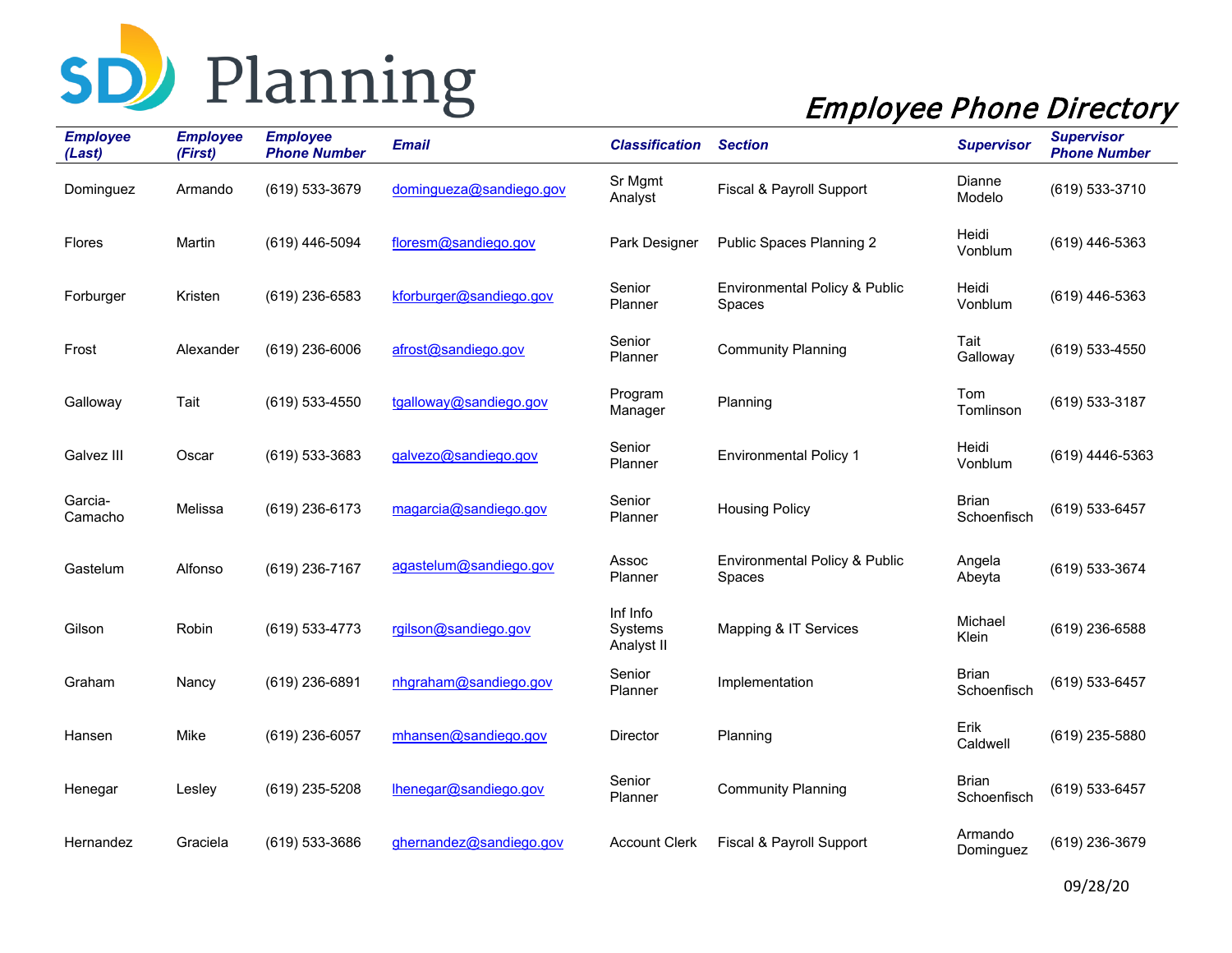# Planning

## Employee Phone Directory

| Employee (Last) | Employee (First) | Employee Phone Number | Email | Classification | Section | Supervisor | Supervisor Phone Number |
|---|---|---|---|---|---|---|---|
| Dominguez | Armando | (619) 533-3679 | domingueza@sandiego.gov | Sr Mgmt Analyst | Fiscal & Payroll Support | Dianne Modelo | (619) 533-3710 |
| Flores | Martin | (619) 446-5094 | floresm@sandiego.gov | Park Designer | Public Spaces Planning 2 | Heidi Vonblum | (619) 446-5363 |
| Forburger | Kristen | (619) 236-6583 | kforburger@sandiego.gov | Senior Planner | Environmental Policy & Public Spaces | Heidi Vonblum | (619) 446-5363 |
| Frost | Alexander | (619) 236-6006 | afrost@sandiego.gov | Senior Planner | Community Planning | Tait Galloway | (619) 533-4550 |
| Galloway | Tait | (619) 533-4550 | tgalloway@sandiego.gov | Program Manager | Planning | Tom Tomlinson | (619) 533-3187 |
| Galvez III | Oscar | (619) 533-3683 | galvezo@sandiego.gov | Senior Planner | Environmental Policy 1 | Heidi Vonblum | (619) 4446-5363 |
| Garcia-Camacho | Melissa | (619) 236-6173 | magarcia@sandiego.gov | Senior Planner | Housing Policy | Brian Schoenfisch | (619) 533-6457 |
| Gastelum | Alfonso | (619) 236-7167 | agastelum@sandiego.gov | Assoc Planner | Environmental Policy & Public Spaces | Angela Abeyta | (619) 533-3674 |
| Gilson | Robin | (619) 533-4773 | rgilson@sandiego.gov | Inf Info Systems Analyst II | Mapping & IT Services | Michael Klein | (619) 236-6588 |
| Graham | Nancy | (619) 236-6891 | nhgraham@sandiego.gov | Senior Planner | Implementation | Brian Schoenfisch | (619) 533-6457 |
| Hansen | Mike | (619) 236-6057 | mhansen@sandiego.gov | Director | Planning | Erik Caldwell | (619) 235-5880 |
| Henegar | Lesley | (619) 235-5208 | lhenegar@sandiego.gov | Senior Planner | Community Planning | Brian Schoenfisch | (619) 533-6457 |
| Hernandez | Graciela | (619) 533-3686 | ghernandez@sandiego.gov | Account Clerk | Fiscal & Payroll Support | Armando Dominguez | (619) 236-3679 |

09/28/20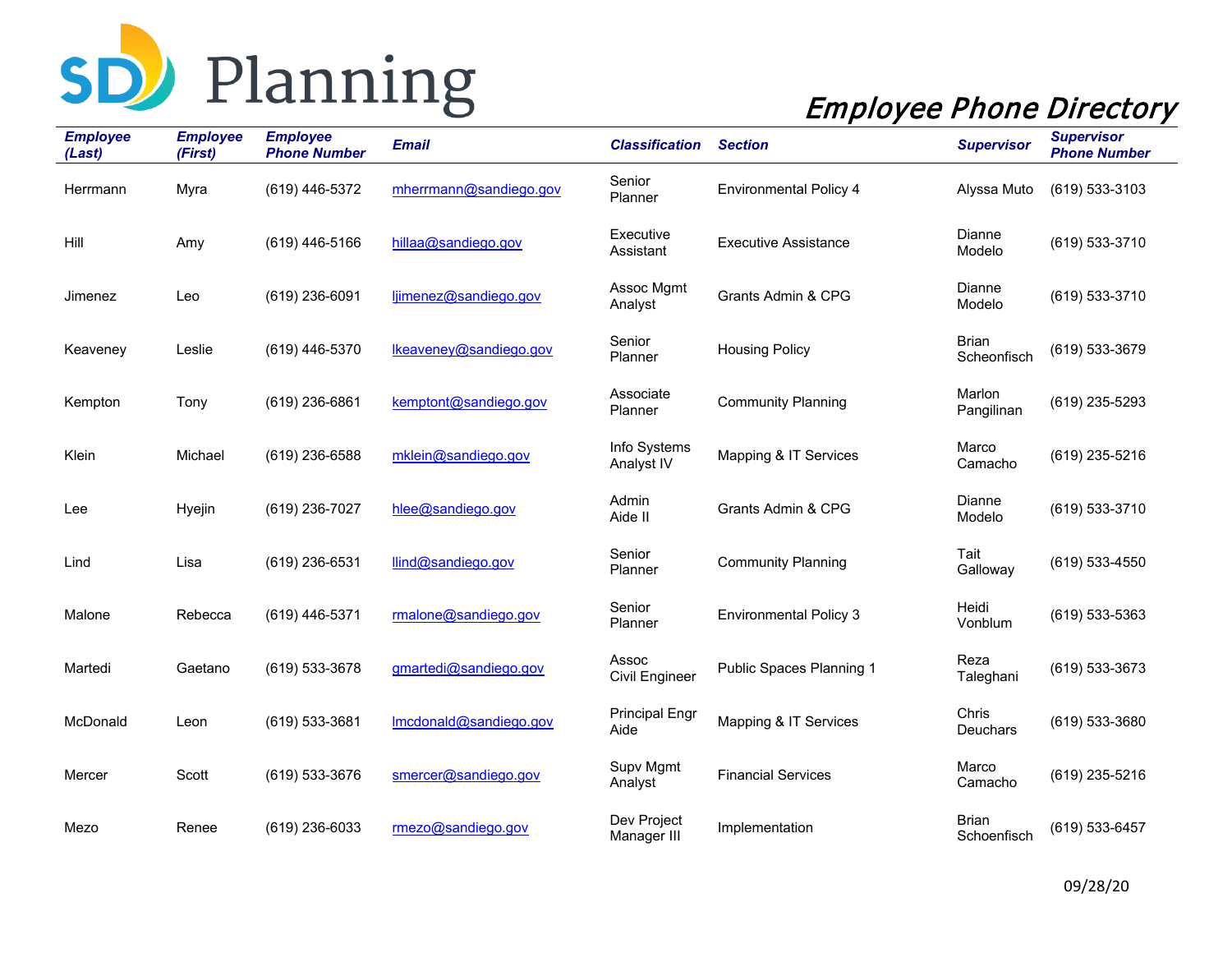# SD Planning

## Employee Phone Directory

| Employee (Last) | Employee (First) | Employee Phone Number | Email | Classification | Section | Supervisor | Supervisor Phone Number |
|---|---|---|---|---|---|---|---|
| Herrmann | Myra | (619) 446-5372 | mherrmann@sandiego.gov | Senior Planner | Environmental Policy 4 | Alyssa Muto | (619) 533-3103 |
| Hill | Amy | (619) 446-5166 | hillaa@sandiego.gov | Executive Assistant | Executive Assistance | Dianne Modelo | (619) 533-3710 |
| Jimenez | Leo | (619) 236-6091 | ljimenez@sandiego.gov | Assoc Mgmt Analyst | Grants Admin & CPG | Dianne Modelo | (619) 533-3710 |
| Keaveney | Leslie | (619) 446-5370 | lkeaveney@sandiego.gov | Senior Planner | Housing Policy | Brian Scheonfisch | (619) 533-3679 |
| Kempton | Tony | (619) 236-6861 | kemptont@sandiego.gov | Associate Planner | Community Planning | Marlon Pangilinan | (619) 235-5293 |
| Klein | Michael | (619) 236-6588 | mklein@sandiego.gov | Info Systems Analyst IV | Mapping & IT Services | Marco Camacho | (619) 235-5216 |
| Lee | Hyejin | (619) 236-7027 | hlee@sandiego.gov | Admin Aide II | Grants Admin & CPG | Dianne Modelo | (619) 533-3710 |
| Lind | Lisa | (619) 236-6531 | llind@sandiego.gov | Senior Planner | Community Planning | Tait Galloway | (619) 533-4550 |
| Malone | Rebecca | (619) 446-5371 | rmalone@sandiego.gov | Senior Planner | Environmental Policy 3 | Heidi Vonblum | (619) 533-5363 |
| Martedi | Gaetano | (619) 533-3678 | gmartedi@sandiego.gov | Assoc Civil Engineer | Public Spaces Planning 1 | Reza Taleghani | (619) 533-3673 |
| McDonald | Leon | (619) 533-3681 | lmcdonald@sandiego.gov | Principal Engr Aide | Mapping & IT Services | Chris Deuchars | (619) 533-3680 |
| Mercer | Scott | (619) 533-3676 | smercer@sandiego.gov | Supv Mgmt Analyst | Financial Services | Marco Camacho | (619) 235-5216 |
| Mezo | Renee | (619) 236-6033 | rmezo@sandiego.gov | Dev Project Manager III | Implementation | Brian Schoenfisch | (619) 533-6457 |

09/28/20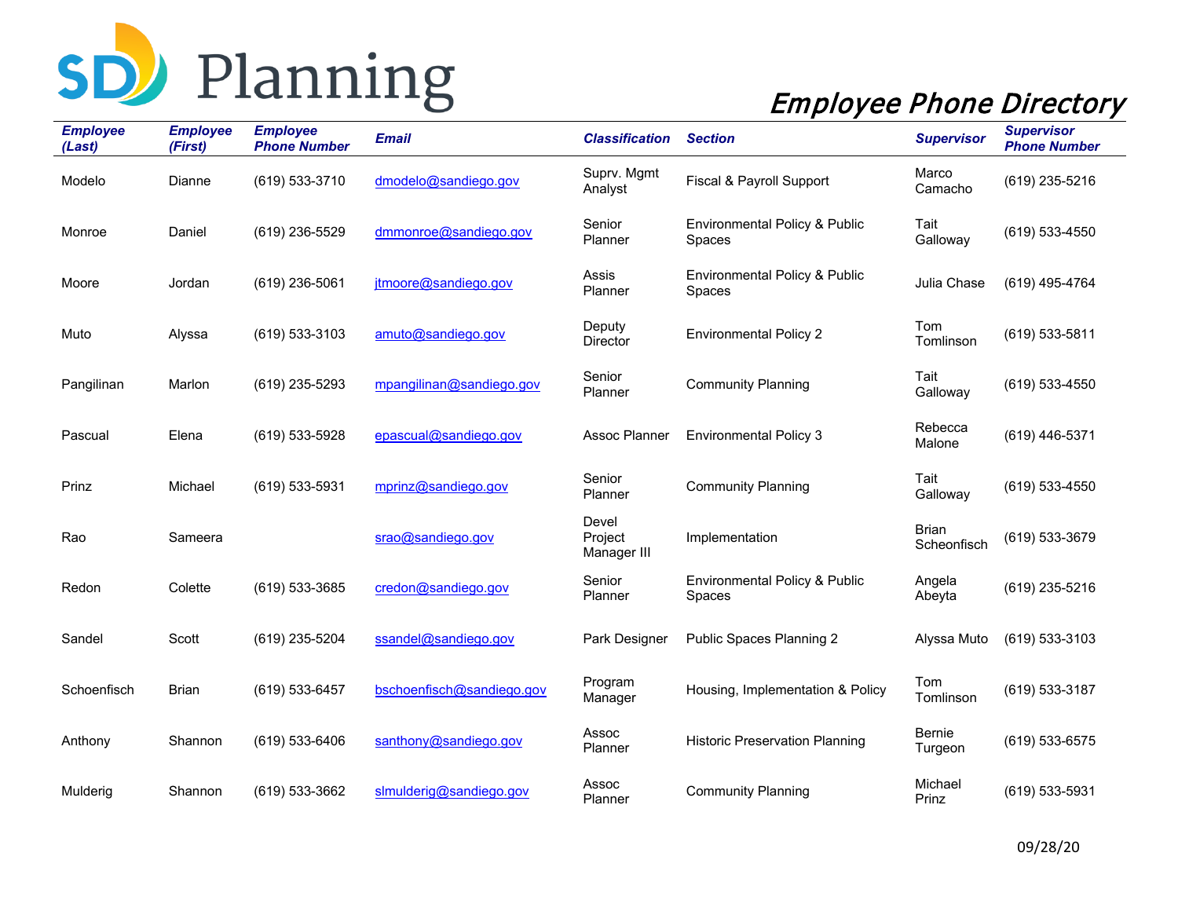# SD Planning

## Employee Phone Directory

| Employee (Last) | Employee (First) | Employee Phone Number | Email | Classification | Section | Supervisor | Supervisor Phone Number |
|---|---|---|---|---|---|---|---|
| Modelo | Dianne | (619) 533-3710 | dmodelo@sandiego.gov | Suprv. Mgmt Analyst | Fiscal & Payroll Support | Marco Camacho | (619) 235-5216 |
| Monroe | Daniel | (619) 236-5529 | dmmonroe@sandiego.gov | Senior Planner | Environmental Policy & Public Spaces | Tait Galloway | (619) 533-4550 |
| Moore | Jordan | (619) 236-5061 | jtmoore@sandiego.gov | Assis Planner | Environmental Policy & Public Spaces | Julia Chase | (619) 495-4764 |
| Muto | Alyssa | (619) 533-3103 | amuto@sandiego.gov | Deputy Director | Environmental Policy 2 | Tom Tomlinson | (619) 533-5811 |
| Pangilinan | Marlon | (619) 235-5293 | mpangilinan@sandiego.gov | Senior Planner | Community Planning | Tait Galloway | (619) 533-4550 |
| Pascual | Elena | (619) 533-5928 | epascual@sandiego.gov | Assoc Planner | Environmental Policy 3 | Rebecca Malone | (619) 446-5371 |
| Prinz | Michael | (619) 533-5931 | mprinz@sandiego.gov | Senior Planner | Community Planning | Tait Galloway | (619) 533-4550 |
| Rao | Sameera | | srao@sandiego.gov | Devel Project Manager III | Implementation | Brian Scheonfisch | (619) 533-3679 |
| Redon | Colette | (619) 533-3685 | credon@sandiego.gov | Senior Planner | Environmental Policy & Public Spaces | Angela Abeyta | (619) 235-5216 |
| Sandel | Scott | (619) 235-5204 | ssandel@sandiego.gov | Park Designer | Public Spaces Planning 2 | Alyssa Muto | (619) 533-3103 |
| Schoenfisch | Brian | (619) 533-6457 | bschoenfisch@sandiego.gov | Program Manager | Housing, Implementation & Policy | Tom Tomlinson | (619) 533-3187 |
| Anthony | Shannon | (619) 533-6406 | santhony@sandiego.gov | Assoc Planner | Historic Preservation Planning | Bernie Turgeon | (619) 533-6575 |
| Mulderig | Shannon | (619) 533-3662 | slmulderig@sandiego.gov | Assoc Planner | Community Planning | Michael Prinz | (619) 533-5931 |

09/28/20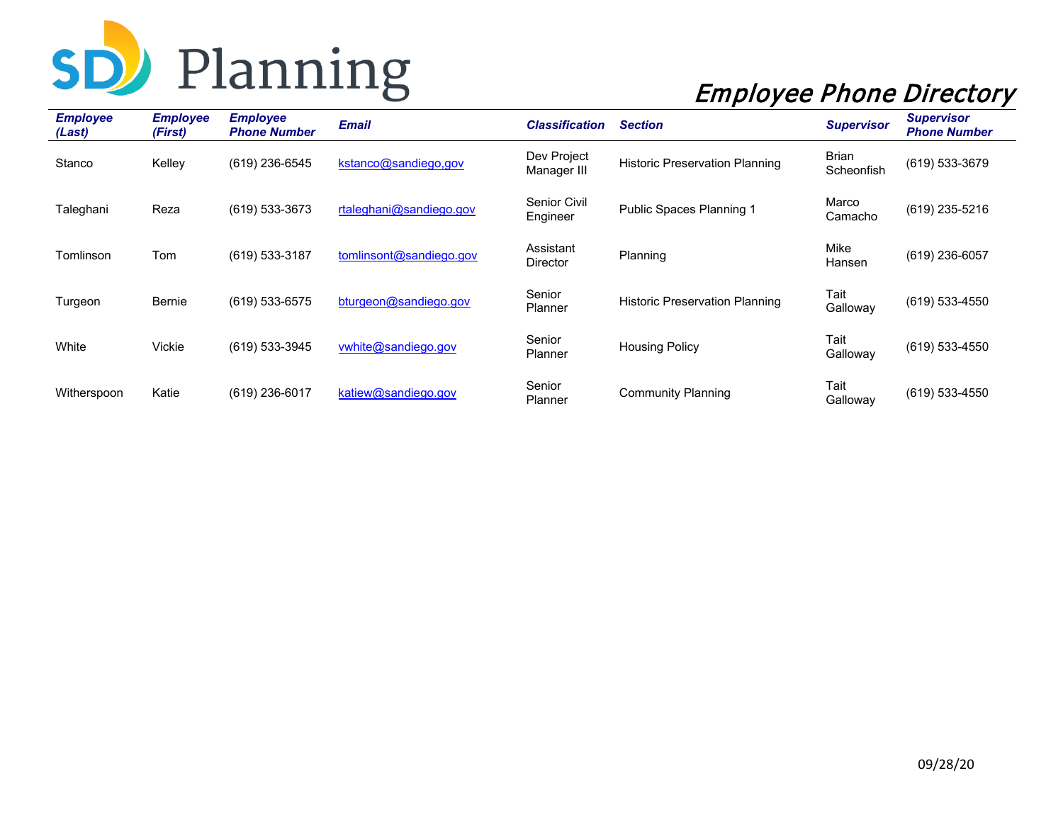# Planning

## *Employee Phone Directory*

| *Employee (Last)* | *Employee (First)* | *Employee Phone Number* | *Email* | *Classification* | *Section* | *Supervisor* | *Supervisor Phone Number* |
|---|---|---|---|---|---|---|---|
| Stanco | Kelley | (619) 236-6545 | kstanco@sandiego.gov | Dev Project Manager III | Historic Preservation Planning | Brian Scheonfish | (619) 533-3679 |
| Taleghani | Reza | (619) 533-3673 | rtaleghani@sandiego.gov | Senior Civil Engineer | Public Spaces Planning 1 | Marco Camacho | (619) 235-5216 |
| Tomlinson | Tom | (619) 533-3187 | tomlinsont@sandiego.gov | Assistant Director | Planning | Mike Hansen | (619) 236-6057 |
| Turgeon | Bernie | (619) 533-6575 | bturgeon@sandiego.gov | Senior Planner | Historic Preservation Planning | Tait Galloway | (619) 533-4550 |
| White | Vickie | (619) 533-3945 | vwhite@sandiego.gov | Senior Planner | Housing Policy | Tait Galloway | (619) 533-4550 |
| Witherspoon | Katie | (619) 236-6017 | katiew@sandiego.gov | Senior Planner | Community Planning | Tait Galloway | (619) 533-4550 |

09/28/20